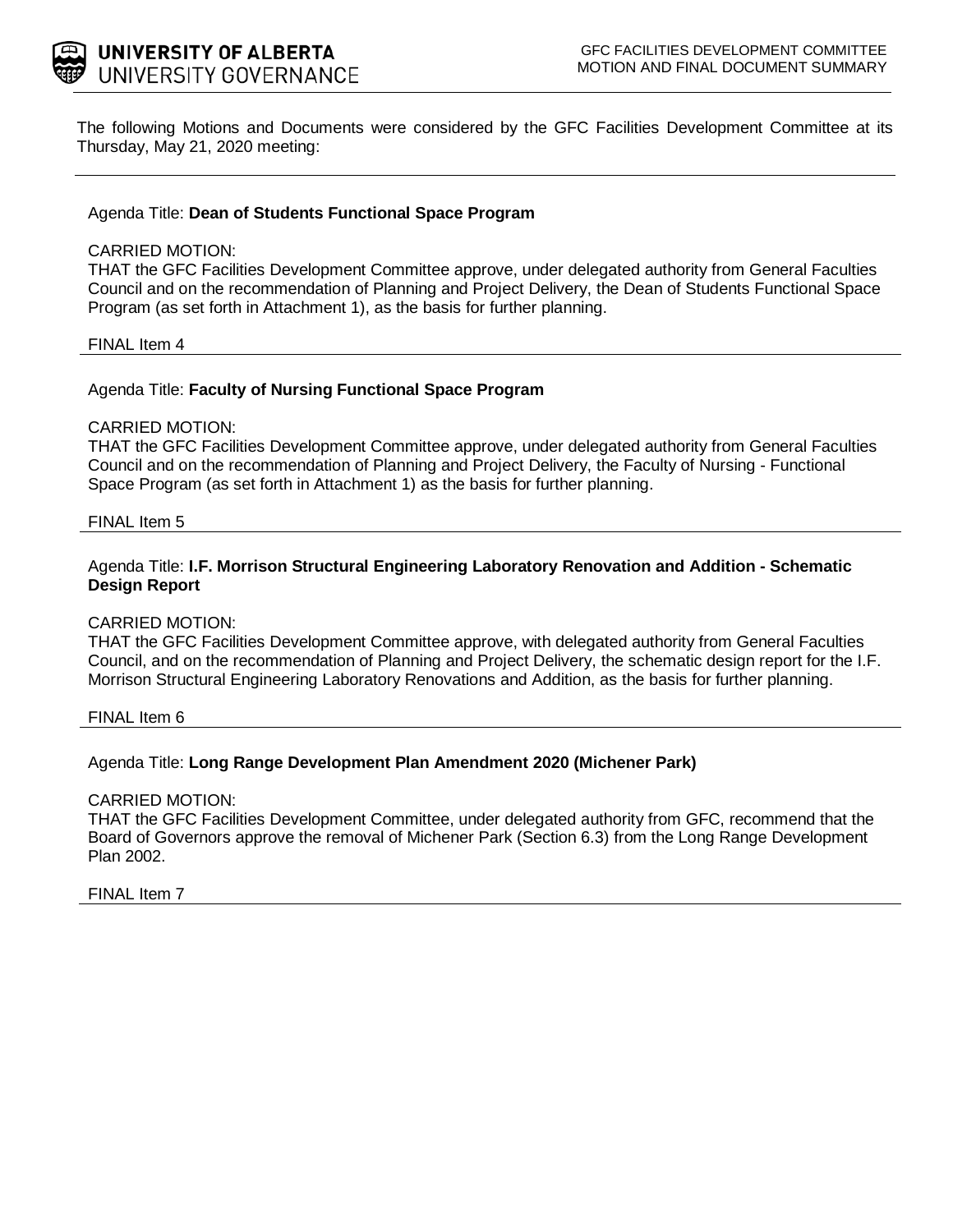**UNIVERSITY OF ALBERTA**
UNIVERSITY GOVERNANCE

GFC FACILITIES DEVELOPMENT COMMITTEE
MOTION AND FINAL DOCUMENT SUMMARY

The following Motions and Documents were considered by the GFC Facilities Development Committee at its Thursday, May 21, 2020 meeting:

---

Agenda Title: **Dean of Students Functional Space Program**

CARRIED MOTION:
THAT the GFC Facilities Development Committee approve, under delegated authority from General Faculties Council and on the recommendation of Planning and Project Delivery, the Dean of Students Functional Space Program (as set forth in Attachment 1), as the basis for further planning.

FINAL Item 4

---

Agenda Title: **Faculty of Nursing Functional Space Program**

CARRIED MOTION:
THAT the GFC Facilities Development Committee approve, under delegated authority from General Faculties Council and on the recommendation of Planning and Project Delivery, the Faculty of Nursing - Functional Space Program (as set forth in Attachment 1) as the basis for further planning.

FINAL Item 5

---

Agenda Title: **I.F. Morrison Structural Engineering Laboratory Renovation and Addition - Schematic Design Report**

CARRIED MOTION:
THAT the GFC Facilities Development Committee approve, with delegated authority from General Faculties Council, and on the recommendation of Planning and Project Delivery, the schematic design report for the I.F. Morrison Structural Engineering Laboratory Renovations and Addition, as the basis for further planning.

FINAL Item 6

---

Agenda Title: **Long Range Development Plan Amendment 2020 (Michener Park)**

CARRIED MOTION:
THAT the GFC Facilities Development Committee, under delegated authority from GFC, recommend that the Board of Governors approve the removal of Michener Park (Section 6.3) from the Long Range Development Plan 2002.

FINAL Item 7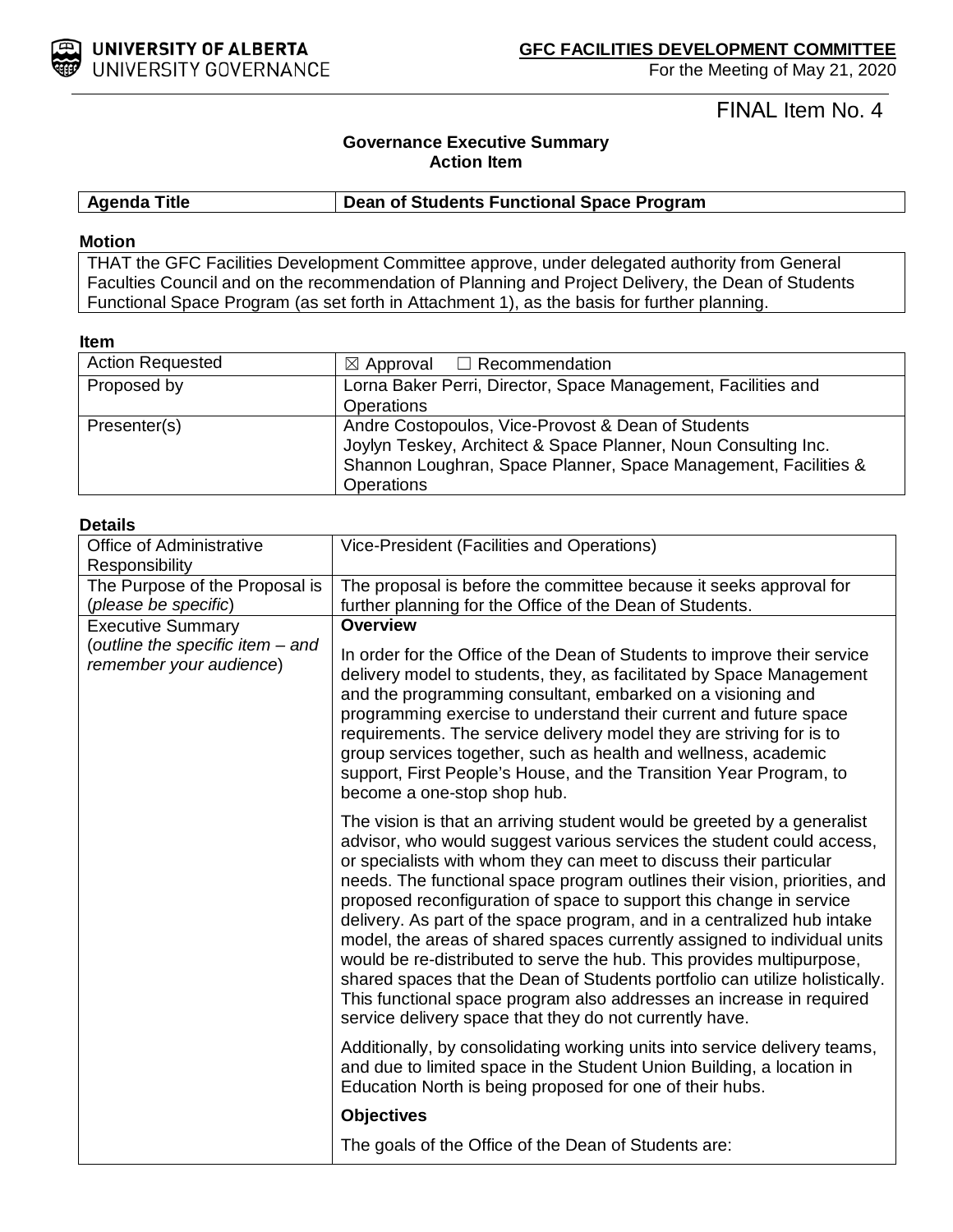**UNIVERSITY OF ALBERTA**
UNIVERSITY GOVERNANCE

**GFC FACILITIES DEVELOPMENT COMMITTEE**
For the Meeting of May 21, 2020

FINAL Item No. 4

**Governance Executive Summary**
**Action Item**

| **Agenda Title** | **Dean of Students Functional Space Program** |
|---|---|

**Motion**

| THAT the GFC Facilities Development Committee approve, under delegated authority from General Faculties Council and on the recommendation of Planning and Project Delivery, the Dean of Students Functional Space Program (as set forth in Attachment 1), as the basis for further planning. |
|---|

**Item**

| | |
|---|---|
| Action Requested | ☒ Approval ☐ Recommendation |
| Proposed by | Lorna Baker Perri, Director, Space Management, Facilities and Operations |
| Presenter(s) | Andre Costopoulos, Vice-Provost & Dean of Students<br>Joylyn Teskey, Architect & Space Planner, Noun Consulting Inc.<br>Shannon Loughran, Space Planner, Space Management, Facilities & Operations |

**Details**

| | |
|---|---|
| Office of Administrative Responsibility | Vice-President (Facilities and Operations) |
| The Purpose of the Proposal is (*please be specific*) | The proposal is before the committee because it seeks approval for further planning for the Office of the Dean of Students. |
| Executive Summary (*outline the specific item – and remember your audience*) | **Overview**<br><br>In order for the Office of the Dean of Students to improve their service delivery model to students, they, as facilitated by Space Management and the programming consultant, embarked on a visioning and programming exercise to understand their current and future space requirements. The service delivery model they are striving for is to group services together, such as health and wellness, academic support, First People's House, and the Transition Year Program, to become a one-stop shop hub.<br><br>The vision is that an arriving student would be greeted by a generalist advisor, who would suggest various services the student could access, or specialists with whom they can meet to discuss their particular needs. The functional space program outlines their vision, priorities, and proposed reconfiguration of space to support this change in service delivery. As part of the space program, and in a centralized hub intake model, the areas of shared spaces currently assigned to individual units would be re-distributed to serve the hub. This provides multipurpose, shared spaces that the Dean of Students portfolio can utilize holistically. This functional space program also addresses an increase in required service delivery space that they do not currently have.<br><br>Additionally, by consolidating working units into service delivery teams, and due to limited space in the Student Union Building, a location in Education North is being proposed for one of their hubs.<br><br>**Objectives**<br><br>The goals of the Office of the Dean of Students are: |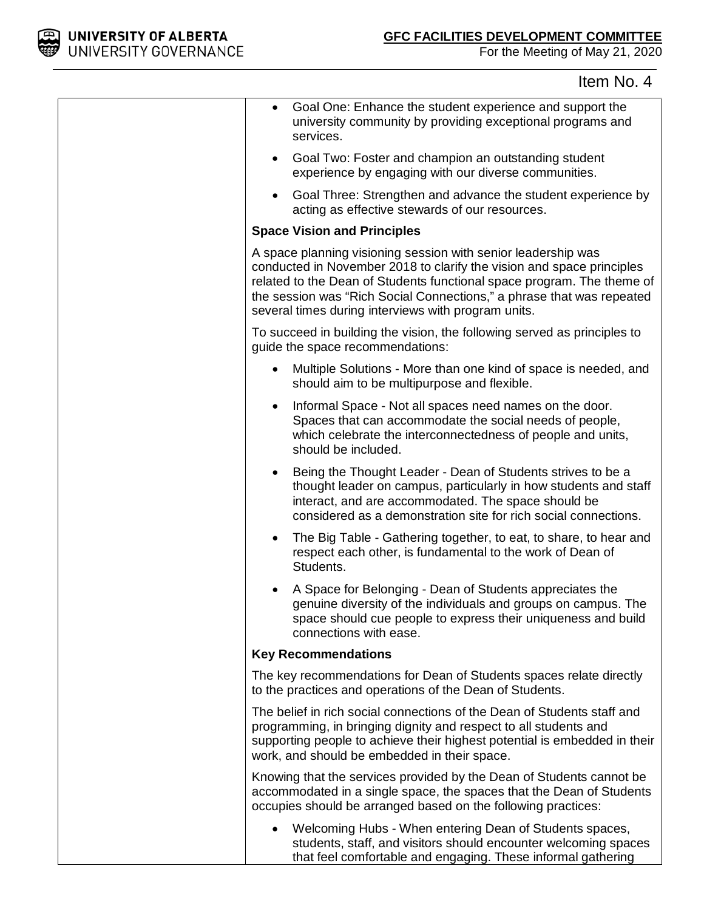Item No. 4

| | |
|---|---|
| | • Goal One: Enhance the student experience and support the university community by providing exceptional programs and services.<br>• Goal Two: Foster and champion an outstanding student experience by engaging with our diverse communities.<br>• Goal Three: Strengthen and advance the student experience by acting as effective stewards of our resources.<br><br>**Space Vision and Principles**<br><br>A space planning visioning session with senior leadership was conducted in November 2018 to clarify the vision and space principles related to the Dean of Students functional space program. The theme of the session was "Rich Social Connections," a phrase that was repeated several times during interviews with program units.<br><br>To succeed in building the vision, the following served as principles to guide the space recommendations:<br><br>• Multiple Solutions - More than one kind of space is needed, and should aim to be multipurpose and flexible.<br>• Informal Space - Not all spaces need names on the door. Spaces that can accommodate the social needs of people, which celebrate the interconnectedness of people and units, should be included.<br>• Being the Thought Leader - Dean of Students strives to be a thought leader on campus, particularly in how students and staff interact, and are accommodated. The space should be considered as a demonstration site for rich social connections.<br>• The Big Table - Gathering together, to eat, to share, to hear and respect each other, is fundamental to the work of Dean of Students.<br>• A Space for Belonging - Dean of Students appreciates the genuine diversity of the individuals and groups on campus. The space should cue people to express their uniqueness and build connections with ease.<br><br>**Key Recommendations**<br><br>The key recommendations for Dean of Students spaces relate directly to the practices and operations of the Dean of Students.<br><br>The belief in rich social connections of the Dean of Students staff and programming, in bringing dignity and respect to all students and supporting people to achieve their highest potential is embedded in their work, and should be embedded in their space.<br><br>Knowing that the services provided by the Dean of Students cannot be accommodated in a single space, the spaces that the Dean of Students occupies should be arranged based on the following practices:<br><br>• Welcoming Hubs - When entering Dean of Students spaces, students, staff, and visitors should encounter welcoming spaces that feel comfortable and engaging. These informal gathering |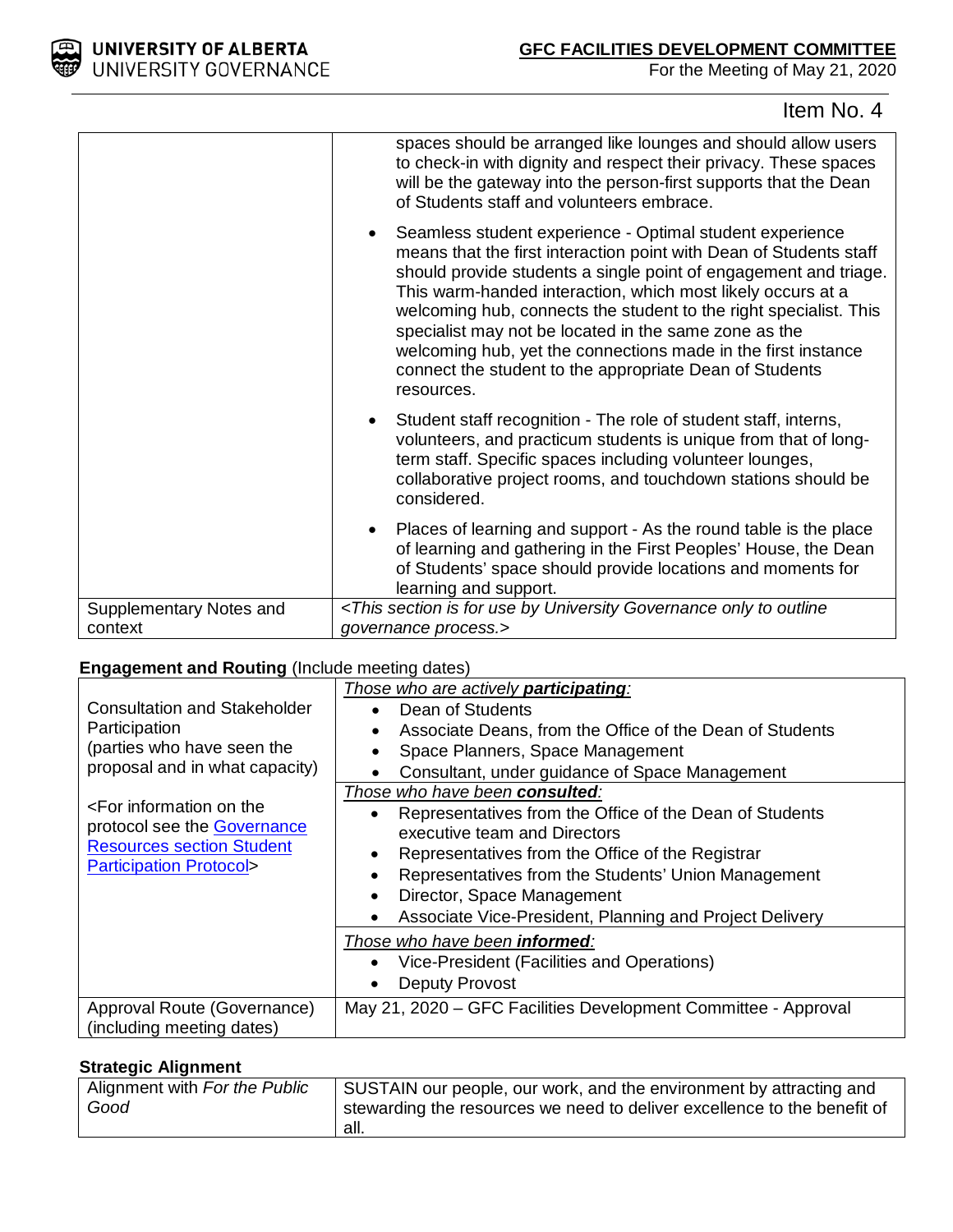Item No. 4

| | |
|---|---|
| | spaces should be arranged like lounges and should allow users to check-in with dignity and respect their privacy. These spaces will be the gateway into the person-first supports that the Dean of Students staff and volunteers embrace.<br><br>• Seamless student experience - Optimal student experience means that the first interaction point with Dean of Students staff should provide students a single point of engagement and triage. This warm-handed interaction, which most likely occurs at a welcoming hub, connects the student to the right specialist. This specialist may not be located in the same zone as the welcoming hub, yet the connections made in the first instance connect the student to the appropriate Dean of Students resources.<br><br>• Student staff recognition - The role of student staff, interns, volunteers, and practicum students is unique from that of long-term staff. Specific spaces including volunteer lounges, collaborative project rooms, and touchdown stations should be considered.<br><br>• Places of learning and support - As the round table is the place of learning and gathering in the First Peoples' House, the Dean of Students' space should provide locations and moments for learning and support. |
| Supplementary Notes and context | *<This section is for use by University Governance only to outline governance process.>* |

**Engagement and Routing** (Include meeting dates)

| | |
|---|---|
| Consultation and Stakeholder Participation<br>(parties who have seen the proposal and in what capacity)<br><br><For information on the protocol see the Governance Resources section Student Participation Protocol> | *Those who are actively **participating**:*<br>• Dean of Students<br>• Associate Deans, from the Office of the Dean of Students<br>• Space Planners, Space Management<br>• Consultant, under guidance of Space Management |
| | *Those who have been **consulted**:*<br>• Representatives from the Office of the Dean of Students executive team and Directors<br>• Representatives from the Office of the Registrar<br>• Representatives from the Students' Union Management<br>• Director, Space Management<br>• Associate Vice-President, Planning and Project Delivery |
| | *Those who have been **informed**:*<br>• Vice-President (Facilities and Operations)<br>• Deputy Provost |
| Approval Route (Governance) (including meeting dates) | May 21, 2020 – GFC Facilities Development Committee - Approval |

**Strategic Alignment**

| | |
|---|---|
| Alignment with *For the Public Good* | SUSTAIN our people, our work, and the environment by attracting and stewarding the resources we need to deliver excellence to the benefit of all. |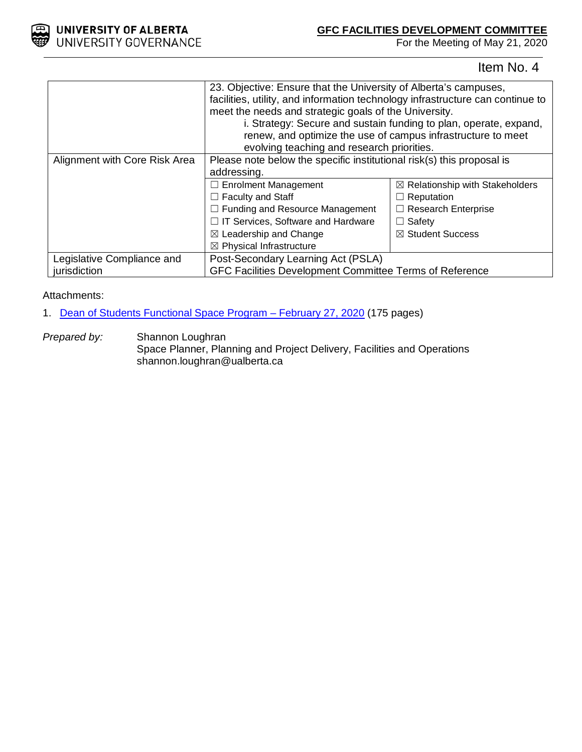Item No. 4

| | | |
|---|---|---|
| | 23. Objective: Ensure that the University of Alberta's campuses, facilities, utility, and information technology infrastructure can continue to meet the needs and strategic goals of the University.<br>i. Strategy: Secure and sustain funding to plan, operate, expand, renew, and optimize the use of campus infrastructure to meet evolving teaching and research priorities. | |
| Alignment with Core Risk Area | Please note below the specific institutional risk(s) this proposal is addressing. | |
| | ☐ Enrolment Management<br>☐ Faculty and Staff<br>☐ Funding and Resource Management<br>☐ IT Services, Software and Hardware<br>☒ Leadership and Change<br>☒ Physical Infrastructure | ☒ Relationship with Stakeholders<br>☐ Reputation<br>☐ Research Enterprise<br>☐ Safety<br>☒ Student Success |
| Legislative Compliance and jurisdiction | Post-Secondary Learning Act (PSLA)<br>GFC Facilities Development Committee Terms of Reference | |

Attachments:

1. Dean of Students Functional Space Program – February 27, 2020 (175 pages)

*Prepared by:* Shannon Loughran
Space Planner, Planning and Project Delivery, Facilities and Operations
shannon.loughran@ualberta.ca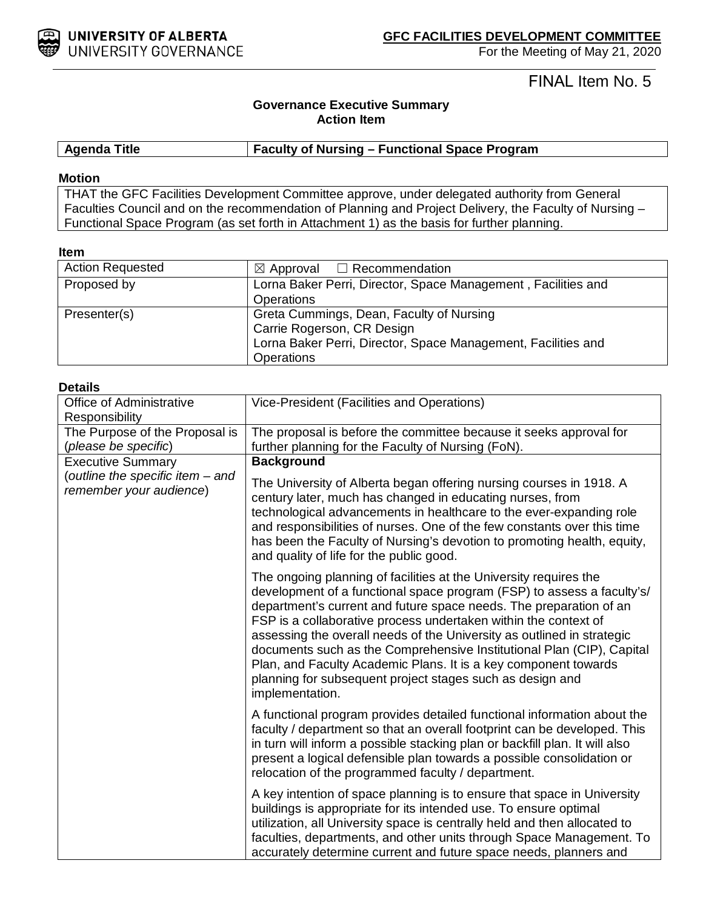**UNIVERSITY OF ALBERTA**
UNIVERSITY GOVERNANCE

**GFC FACILITIES DEVELOPMENT COMMITTEE**
For the Meeting of May 21, 2020

FINAL Item No. 5

**Governance Executive Summary**
**Action Item**

| **Agenda Title** | **Faculty of Nursing – Functional Space Program** |
|---|---|

**Motion**

THAT the GFC Facilities Development Committee approve, under delegated authority from General Faculties Council and on the recommendation of Planning and Project Delivery, the Faculty of Nursing – Functional Space Program (as set forth in Attachment 1) as the basis for further planning.

**Item**

| | |
|---|---|
| Action Requested | ☒ Approval ☐ Recommendation |
| Proposed by | Lorna Baker Perri, Director, Space Management , Facilities and Operations |
| Presenter(s) | Greta Cummings, Dean, Faculty of Nursing<br>Carrie Rogerson, CR Design<br>Lorna Baker Perri, Director, Space Management, Facilities and Operations |

**Details**

| | |
|---|---|
| Office of Administrative Responsibility | Vice-President (Facilities and Operations) |
| The Purpose of the Proposal is (*please be specific*) | The proposal is before the committee because it seeks approval for further planning for the Faculty of Nursing (FoN). |
| Executive Summary (*outline the specific item – and remember your audience*) | **Background**<br><br>The University of Alberta began offering nursing courses in 1918. A century later, much has changed in educating nurses, from technological advancements in healthcare to the ever-expanding role and responsibilities of nurses. One of the few constants over this time has been the Faculty of Nursing's devotion to promoting health, equity, and quality of life for the public good.<br><br>The ongoing planning of facilities at the University requires the development of a functional space program (FSP) to assess a faculty's/ department's current and future space needs. The preparation of an FSP is a collaborative process undertaken within the context of assessing the overall needs of the University as outlined in strategic documents such as the Comprehensive Institutional Plan (CIP), Capital Plan, and Faculty Academic Plans. It is a key component towards planning for subsequent project stages such as design and implementation.<br><br>A functional program provides detailed functional information about the faculty / department so that an overall footprint can be developed. This in turn will inform a possible stacking plan or backfill plan. It will also present a logical defensible plan towards a possible consolidation or relocation of the programmed faculty / department.<br><br>A key intention of space planning is to ensure that space in University buildings is appropriate for its intended use. To ensure optimal utilization, all University space is centrally held and then allocated to faculties, departments, and other units through Space Management. To accurately determine current and future space needs, planners and |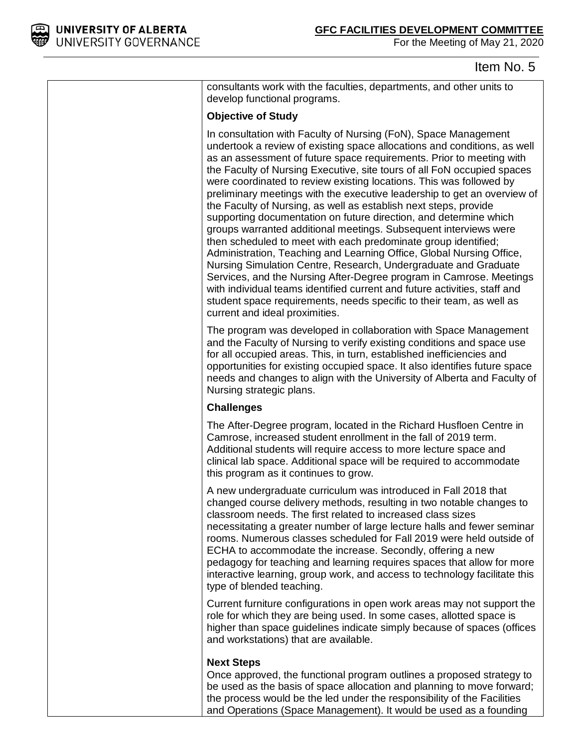Item No. 5

consultants work with the faculties, departments, and other units to develop functional programs.

**Objective of Study**

In consultation with Faculty of Nursing (FoN), Space Management undertook a review of existing space allocations and conditions, as well as an assessment of future space requirements. Prior to meeting with the Faculty of Nursing Executive, site tours of all FoN occupied spaces were coordinated to review existing locations. This was followed by preliminary meetings with the executive leadership to get an overview of the Faculty of Nursing, as well as establish next steps, provide supporting documentation on future direction, and determine which groups warranted additional meetings. Subsequent interviews were then scheduled to meet with each predominate group identified; Administration, Teaching and Learning Office, Global Nursing Office, Nursing Simulation Centre, Research, Undergraduate and Graduate Services, and the Nursing After-Degree program in Camrose. Meetings with individual teams identified current and future activities, staff and student space requirements, needs specific to their team, as well as current and ideal proximities.

The program was developed in collaboration with Space Management and the Faculty of Nursing to verify existing conditions and space use for all occupied areas. This, in turn, established inefficiencies and opportunities for existing occupied space. It also identifies future space needs and changes to align with the University of Alberta and Faculty of Nursing strategic plans.

**Challenges**

The After-Degree program, located in the Richard Husfloen Centre in Camrose, increased student enrollment in the fall of 2019 term. Additional students will require access to more lecture space and clinical lab space. Additional space will be required to accommodate this program as it continues to grow.

A new undergraduate curriculum was introduced in Fall 2018 that changed course delivery methods, resulting in two notable changes to classroom needs. The first related to increased class sizes necessitating a greater number of large lecture halls and fewer seminar rooms. Numerous classes scheduled for Fall 2019 were held outside of ECHA to accommodate the increase. Secondly, offering a new pedagogy for teaching and learning requires spaces that allow for more interactive learning, group work, and access to technology facilitate this type of blended teaching.

Current furniture configurations in open work areas may not support the role for which they are being used. In some cases, allotted space is higher than space guidelines indicate simply because of spaces (offices and workstations) that are available.

**Next Steps**

Once approved, the functional program outlines a proposed strategy to be used as the basis of space allocation and planning to move forward; the process would be the led under the responsibility of the Facilities and Operations (Space Management). It would be used as a founding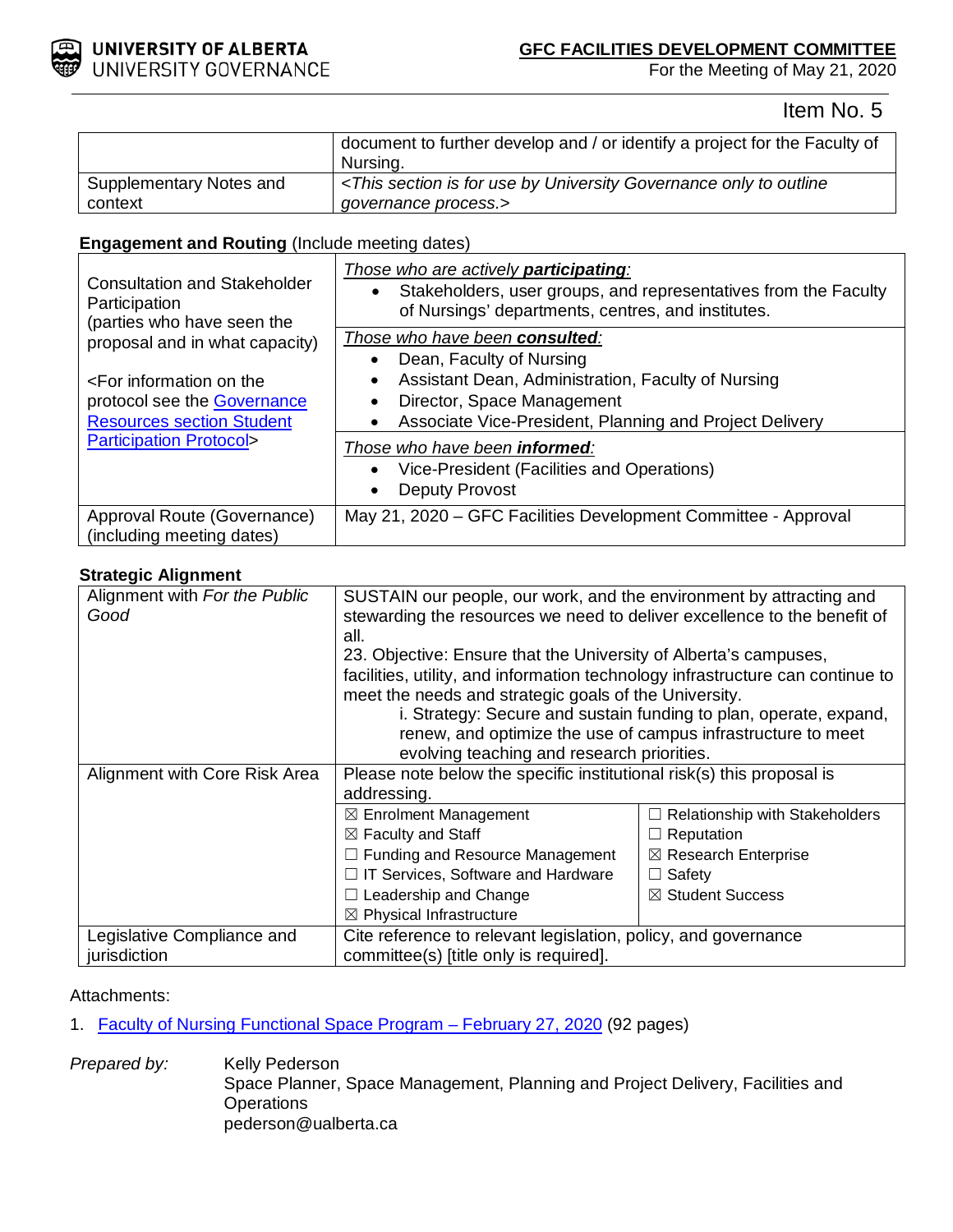Item No. 5

| | |
|---|---|
| | document to further develop and / or identify a project for the Faculty of Nursing. |
| Supplementary Notes and context | *<This section is for use by University Governance only to outline governance process.>* |

**Engagement and Routing** (Include meeting dates)

| | |
|---|---|
| Consultation and Stakeholder Participation (parties who have seen the proposal and in what capacity)<br><br><For information on the protocol see the Governance Resources section Student Participation Protocol> | *Those who are actively **participating**:*<br>• Stakeholders, user groups, and representatives from the Faculty of Nursings' departments, centres, and institutes. |
| | *Those who have been **consulted**:*<br>• Dean, Faculty of Nursing<br>• Assistant Dean, Administration, Faculty of Nursing<br>• Director, Space Management<br>• Associate Vice-President, Planning and Project Delivery |
| | *Those who have been **informed**:*<br>• Vice-President (Facilities and Operations)<br>• Deputy Provost |
| Approval Route (Governance) (including meeting dates) | May 21, 2020 – GFC Facilities Development Committee - Approval |

**Strategic Alignment**

| | | |
|---|---|---|
| Alignment with *For the Public Good* | SUSTAIN our people, our work, and the environment by attracting and stewarding the resources we need to deliver excellence to the benefit of all.<br>23. Objective: Ensure that the University of Alberta's campuses, facilities, utility, and information technology infrastructure can continue to meet the needs and strategic goals of the University.<br>i. Strategy: Secure and sustain funding to plan, operate, expand, renew, and optimize the use of campus infrastructure to meet evolving teaching and research priorities. | |
| Alignment with Core Risk Area | Please note below the specific institutional risk(s) this proposal is addressing. | |
| | ☒ Enrolment Management<br>☒ Faculty and Staff<br>☐ Funding and Resource Management<br>☐ IT Services, Software and Hardware<br>☐ Leadership and Change<br>☒ Physical Infrastructure | ☐ Relationship with Stakeholders<br>☐ Reputation<br>☒ Research Enterprise<br>☐ Safety<br>☒ Student Success |
| Legislative Compliance and jurisdiction | Cite reference to relevant legislation, policy, and governance committee(s) [title only is required]. | |

Attachments:

1. Faculty of Nursing Functional Space Program – February 27, 2020 (92 pages)

*Prepared by:* Kelly Pederson
Space Planner, Space Management, Planning and Project Delivery, Facilities and Operations
pederson@ualberta.ca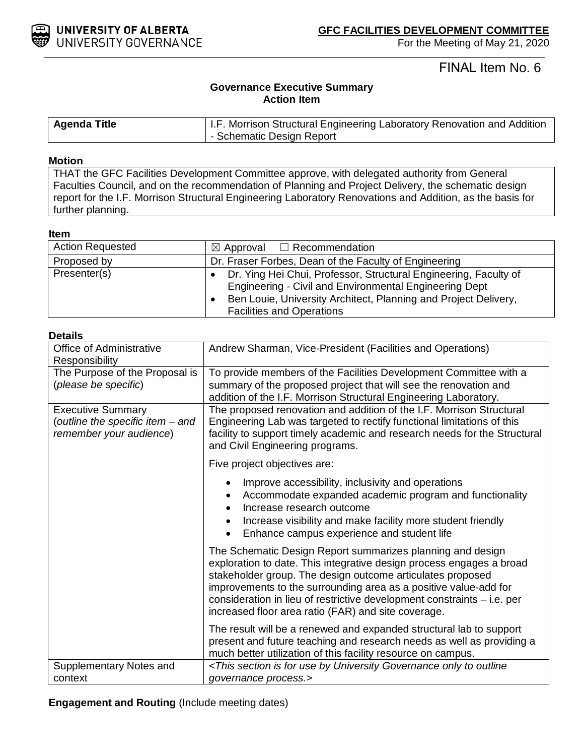**UNIVERSITY OF ALBERTA**
UNIVERSITY GOVERNANCE

**GFC FACILITIES DEVELOPMENT COMMITTEE**
For the Meeting of May 21, 2020

FINAL Item No. 6

**Governance Executive Summary**
**Action Item**

| **Agenda Title** | I.F. Morrison Structural Engineering Laboratory Renovation and Addition - Schematic Design Report |
|---|---|

**Motion**

THAT the GFC Facilities Development Committee approve, with delegated authority from General Faculties Council, and on the recommendation of Planning and Project Delivery, the schematic design report for the I.F. Morrison Structural Engineering Laboratory Renovations and Addition, as the basis for further planning.

**Item**

| | |
|---|---|
| Action Requested | ☒ Approval ☐ Recommendation |
| Proposed by | Dr. Fraser Forbes, Dean of the Faculty of Engineering |
| Presenter(s) | • Dr. Ying Hei Chui, Professor, Structural Engineering, Faculty of Engineering - Civil and Environmental Engineering Dept<br>• Ben Louie, University Architect, Planning and Project Delivery, Facilities and Operations |

**Details**

| | |
|---|---|
| Office of Administrative Responsibility | Andrew Sharman, Vice-President (Facilities and Operations) |
| The Purpose of the Proposal is (*please be specific*) | To provide members of the Facilities Development Committee with a summary of the proposed project that will see the renovation and addition of the I.F. Morrison Structural Engineering Laboratory. |
| Executive Summary (*outline the specific item – and remember your audience*) | The proposed renovation and addition of the I.F. Morrison Structural Engineering Lab was targeted to rectify functional limitations of this facility to support timely academic and research needs for the Structural and Civil Engineering programs.<br><br>Five project objectives are:<br>• Improve accessibility, inclusivity and operations<br>• Accommodate expanded academic program and functionality<br>• Increase research outcome<br>• Increase visibility and make facility more student friendly<br>• Enhance campus experience and student life<br><br>The Schematic Design Report summarizes planning and design exploration to date. This integrative design process engages a broad stakeholder group. The design outcome articulates proposed improvements to the surrounding area as a positive value-add for consideration in lieu of restrictive development constraints – i.e. per increased floor area ratio (FAR) and site coverage.<br><br>The result will be a renewed and expanded structural lab to support present and future teaching and research needs as well as providing a much better utilization of this facility resource on campus. |
| Supplementary Notes and context | *<This section is for use by University Governance only to outline governance process.>* |

**Engagement and Routing** (Include meeting dates)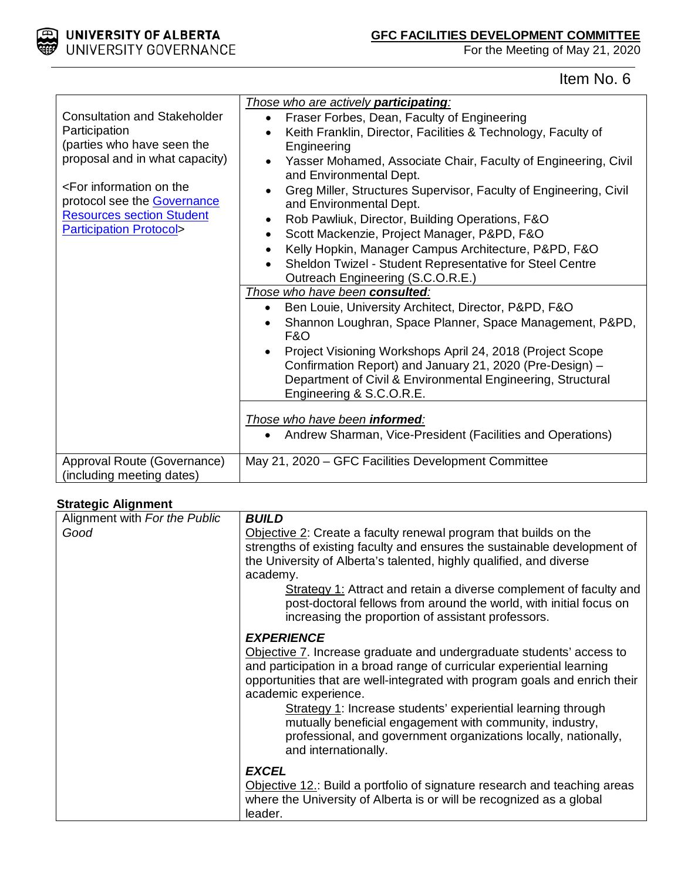Item No. 6

| | |
|---|---|
| Consultation and Stakeholder Participation (parties who have seen the proposal and in what capacity)<br><br><For information on the protocol see the [Governance Resources section Student Participation Protocol]> | *Those who are actively **participating**:*<br>• Fraser Forbes, Dean, Faculty of Engineering<br>• Keith Franklin, Director, Facilities & Technology, Faculty of Engineering<br>• Yasser Mohamed, Associate Chair, Faculty of Engineering, Civil and Environmental Dept.<br>• Greg Miller, Structures Supervisor, Faculty of Engineering, Civil and Environmental Dept.<br>• Rob Pawliuk, Director, Building Operations, F&O<br>• Scott Mackenzie, Project Manager, P&PD, F&O<br>• Kelly Hopkin, Manager Campus Architecture, P&PD, F&O<br>• Sheldon Twizel - Student Representative for Steel Centre Outreach Engineering (S.C.O.R.E.) |
| | *Those who have been **consulted**:*<br>• Ben Louie, University Architect, Director, P&PD, F&O<br>• Shannon Loughran, Space Planner, Space Management, P&PD, F&O<br>• Project Visioning Workshops April 24, 2018 (Project Scope Confirmation Report) and January 21, 2020 (Pre-Design) – Department of Civil & Environmental Engineering, Structural Engineering & S.C.O.R.E. |
| | *Those who have been **informed**:*<br>• Andrew Sharman, Vice-President (Facilities and Operations) |
| Approval Route (Governance) (including meeting dates) | May 21, 2020 – GFC Facilities Development Committee |

**Strategic Alignment**

| | |
|---|---|
| Alignment with *For the Public Good* | ***BUILD***<br>Objective 2: Create a faculty renewal program that builds on the strengths of existing faculty and ensures the sustainable development of the University of Alberta's talented, highly qualified, and diverse academy.<br>Strategy 1: Attract and retain a diverse complement of faculty and post-doctoral fellows from around the world, with initial focus on increasing the proportion of assistant professors.<br><br>***EXPERIENCE***<br>Objective 7. Increase graduate and undergraduate students' access to and participation in a broad range of curricular experiential learning opportunities that are well-integrated with program goals and enrich their academic experience.<br>Strategy 1: Increase students' experiential learning through mutually beneficial engagement with community, industry, professional, and government organizations locally, nationally, and internationally.<br><br>***EXCEL***<br>Objective 12.: Build a portfolio of signature research and teaching areas where the University of Alberta is or will be recognized as a global leader. |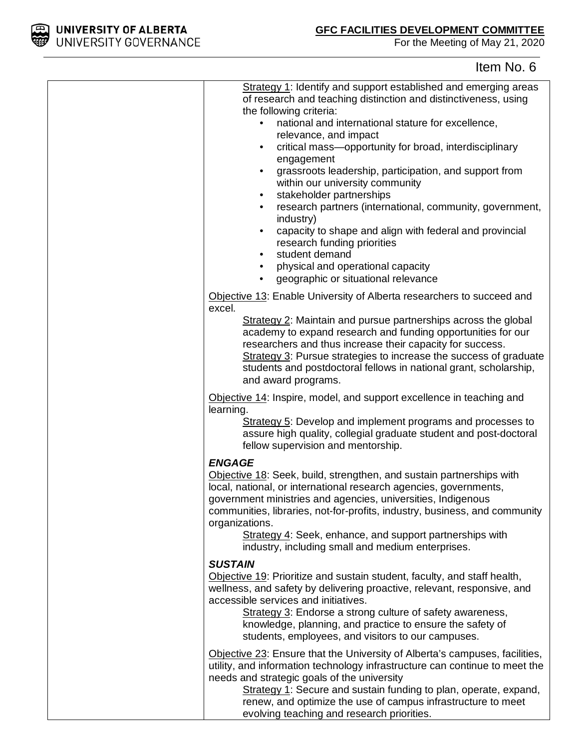Item No. 6

| | |
|---|---|
| | Strategy 1: Identify and support established and emerging areas of research and teaching distinction and distinctiveness, using the following criteria:<br>• national and international stature for excellence, relevance, and impact<br>• critical mass—opportunity for broad, interdisciplinary engagement<br>• grassroots leadership, participation, and support from within our university community<br>• stakeholder partnerships<br>• research partners (international, community, government, industry)<br>• capacity to shape and align with federal and provincial research funding priorities<br>• student demand<br>• physical and operational capacity<br>• geographic or situational relevance<br><br>Objective 13: Enable University of Alberta researchers to succeed and excel.<br>Strategy 2: Maintain and pursue partnerships across the global academy to expand research and funding opportunities for our researchers and thus increase their capacity for success.<br>Strategy 3: Pursue strategies to increase the success of graduate students and postdoctoral fellows in national grant, scholarship, and award programs.<br><br>Objective 14: Inspire, model, and support excellence in teaching and learning.<br>Strategy 5: Develop and implement programs and processes to assure high quality, collegial graduate student and post-doctoral fellow supervision and mentorship.<br><br>***ENGAGE***<br>Objective 18: Seek, build, strengthen, and sustain partnerships with local, national, or international research agencies, governments, government ministries and agencies, universities, Indigenous communities, libraries, not-for-profits, industry, business, and community organizations.<br>Strategy 4: Seek, enhance, and support partnerships with industry, including small and medium enterprises.<br><br>***SUSTAIN***<br>Objective 19: Prioritize and sustain student, faculty, and staff health, wellness, and safety by delivering proactive, relevant, responsive, and accessible services and initiatives.<br>Strategy 3: Endorse a strong culture of safety awareness, knowledge, planning, and practice to ensure the safety of students, employees, and visitors to our campuses.<br><br>Objective 23: Ensure that the University of Alberta's campuses, facilities, utility, and information technology infrastructure can continue to meet the needs and strategic goals of the university<br>Strategy 1: Secure and sustain funding to plan, operate, expand, renew, and optimize the use of campus infrastructure to meet evolving teaching and research priorities. |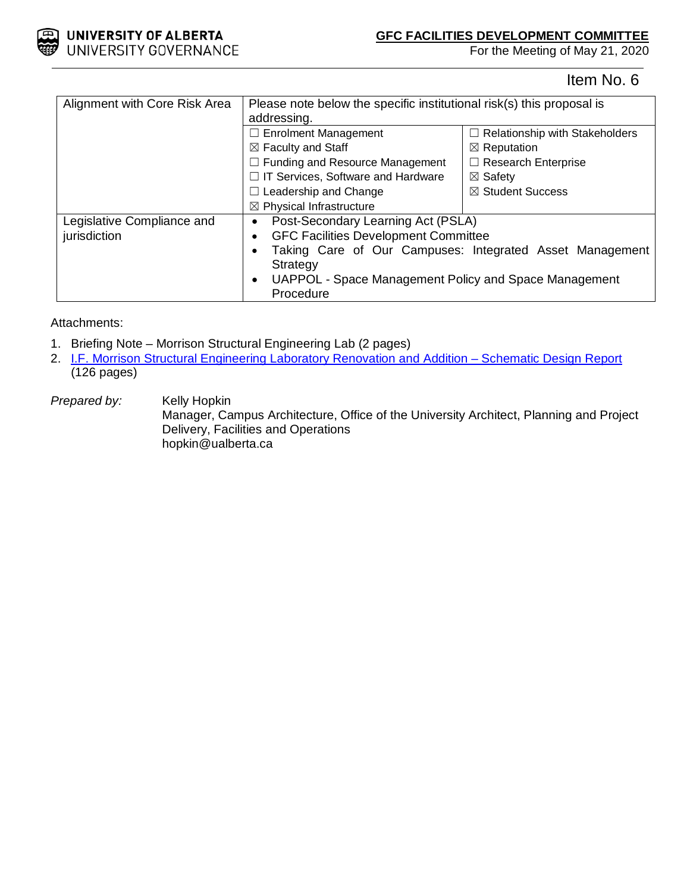Item No. 6

| Alignment with Core Risk Area | Please note below the specific institutional risk(s) this proposal is addressing. | |
|---|---|---|
| | ☐ Enrolment Management<br>☒ Faculty and Staff<br>☐ Funding and Resource Management<br>☐ IT Services, Software and Hardware<br>☐ Leadership and Change<br>☒ Physical Infrastructure | ☐ Relationship with Stakeholders<br>☒ Reputation<br>☐ Research Enterprise<br>☒ Safety<br>☒ Student Success |
| Legislative Compliance and jurisdiction | • Post-Secondary Learning Act (PSLA)<br>• GFC Facilities Development Committee<br>• Taking Care of Our Campuses: Integrated Asset Management Strategy<br>• UAPPOL - Space Management Policy and Space Management Procedure | |

Attachments:

1. Briefing Note – Morrison Structural Engineering Lab (2 pages)
2. I.F. Morrison Structural Engineering Laboratory Renovation and Addition – Schematic Design Report (126 pages)

*Prepared by:* Kelly Hopkin
Manager, Campus Architecture, Office of the University Architect, Planning and Project Delivery, Facilities and Operations
hopkin@ualberta.ca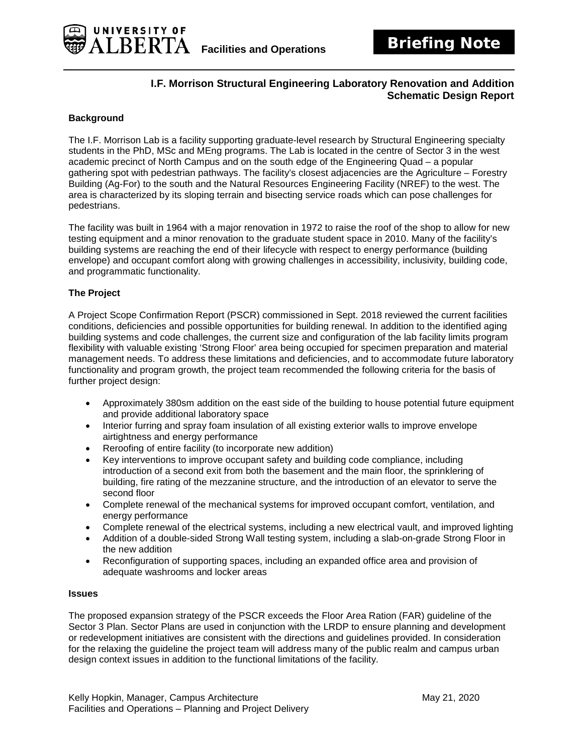**UNIVERSITY OF ALBERTA** Facilities and Operations

**Briefing Note**

## I.F. Morrison Structural Engineering Laboratory Renovation and Addition Schematic Design Report

### Background

The I.F. Morrison Lab is a facility supporting graduate-level research by Structural Engineering specialty students in the PhD, MSc and MEng programs. The Lab is located in the centre of Sector 3 in the west academic precinct of North Campus and on the south edge of the Engineering Quad – a popular gathering spot with pedestrian pathways. The facility's closest adjacencies are the Agriculture – Forestry Building (Ag-For) to the south and the Natural Resources Engineering Facility (NREF) to the west. The area is characterized by its sloping terrain and bisecting service roads which can pose challenges for pedestrians.

The facility was built in 1964 with a major renovation in 1972 to raise the roof of the shop to allow for new testing equipment and a minor renovation to the graduate student space in 2010. Many of the facility's building systems are reaching the end of their lifecycle with respect to energy performance (building envelope) and occupant comfort along with growing challenges in accessibility, inclusivity, building code, and programmatic functionality.

### The Project

A Project Scope Confirmation Report (PSCR) commissioned in Sept. 2018 reviewed the current facilities conditions, deficiencies and possible opportunities for building renewal. In addition to the identified aging building systems and code challenges, the current size and configuration of the lab facility limits program flexibility with valuable existing 'Strong Floor' area being occupied for specimen preparation and material management needs. To address these limitations and deficiencies, and to accommodate future laboratory functionality and program growth, the project team recommended the following criteria for the basis of further project design:

- Approximately 380sm addition on the east side of the building to house potential future equipment and provide additional laboratory space
- Interior furring and spray foam insulation of all existing exterior walls to improve envelope airtightness and energy performance
- Reroofing of entire facility (to incorporate new addition)
- Key interventions to improve occupant safety and building code compliance, including introduction of a second exit from both the basement and the main floor, the sprinklering of building, fire rating of the mezzanine structure, and the introduction of an elevator to serve the second floor
- Complete renewal of the mechanical systems for improved occupant comfort, ventilation, and energy performance
- Complete renewal of the electrical systems, including a new electrical vault, and improved lighting
- Addition of a double-sided Strong Wall testing system, including a slab-on-grade Strong Floor in the new addition
- Reconfiguration of supporting spaces, including an expanded office area and provision of adequate washrooms and locker areas

### Issues

The proposed expansion strategy of the PSCR exceeds the Floor Area Ration (FAR) guideline of the Sector 3 Plan. Sector Plans are used in conjunction with the LRDP to ensure planning and development or redevelopment initiatives are consistent with the directions and guidelines provided. In consideration for the relaxing the guideline the project team will address many of the public realm and campus urban design context issues in addition to the functional limitations of the facility.

Kelly Hopkin, Manager, Campus Architecture
Facilities and Operations – Planning and Project Delivery

May 21, 2020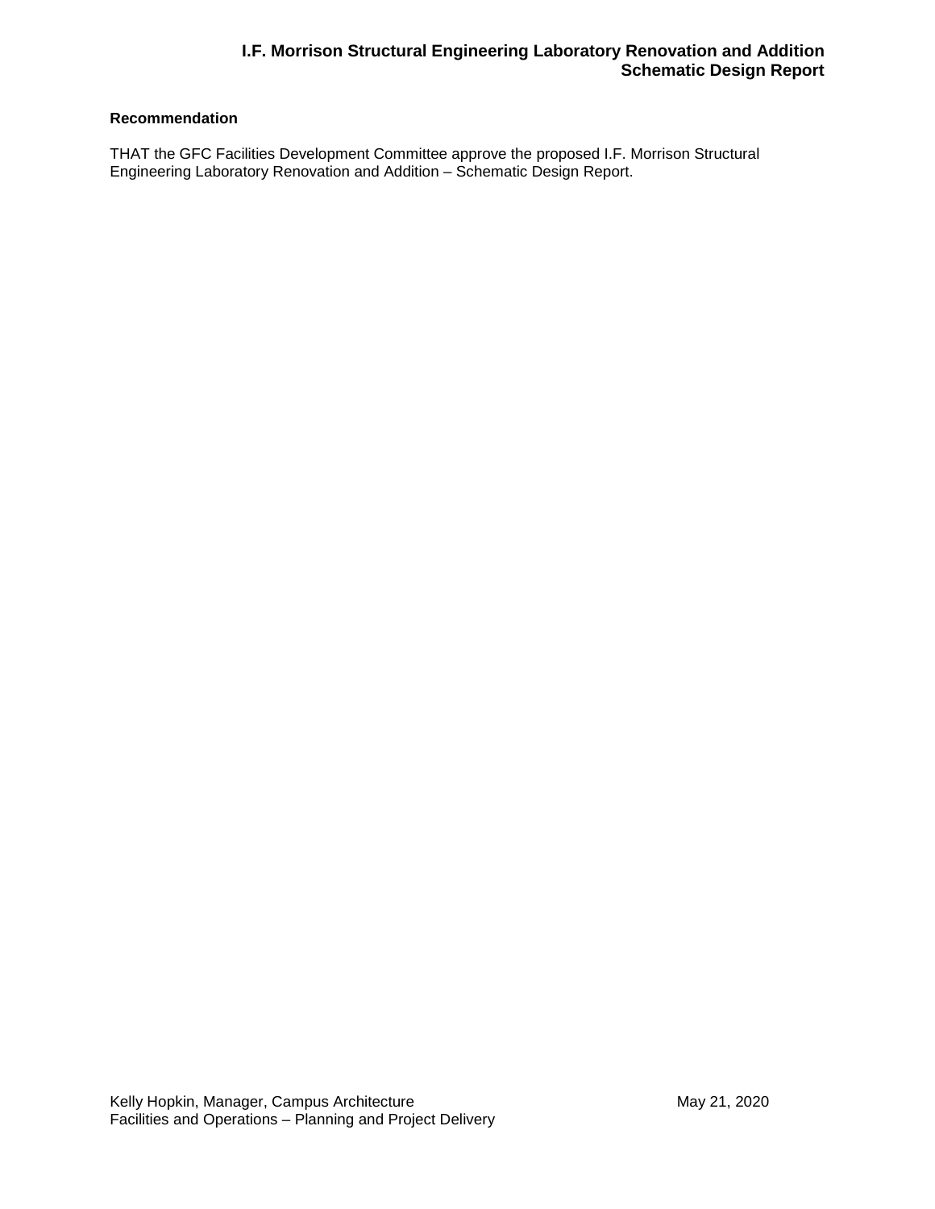**Recommendation**

THAT the GFC Facilities Development Committee approve the proposed I.F. Morrison Structural Engineering Laboratory Renovation and Addition – Schematic Design Report.

Kelly Hopkin, Manager, Campus Architecture
Facilities and Operations – Planning and Project Delivery

May 21, 2020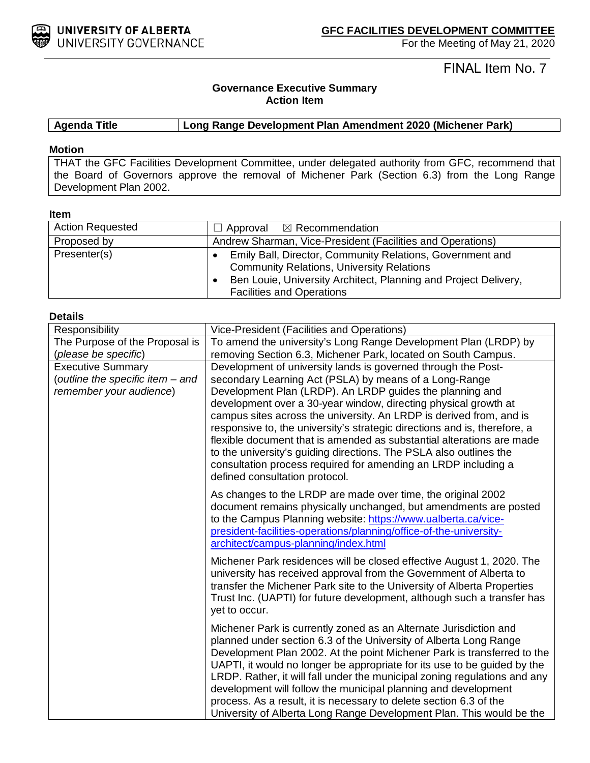**GFC FACILITIES DEVELOPMENT COMMITTEE**
For the Meeting of May 21, 2020

FINAL Item No. 7

### Governance Executive Summary
### Action Item

| Agenda Title | Long Range Development Plan Amendment 2020 (Michener Park) |
|---|---|

**Motion**

THAT the GFC Facilities Development Committee, under delegated authority from GFC, recommend that the Board of Governors approve the removal of Michener Park (Section 6.3) from the Long Range Development Plan 2002.

**Item**

| | |
|---|---|
| Action Requested | ☐ Approval ☒ Recommendation |
| Proposed by | Andrew Sharman, Vice-President (Facilities and Operations) |
| Presenter(s) | • Emily Ball, Director, Community Relations, Government and Community Relations, University Relations<br>• Ben Louie, University Architect, Planning and Project Delivery, Facilities and Operations |

**Details**

| | |
|---|---|
| Responsibility | Vice-President (Facilities and Operations) |
| The Purpose of the Proposal is (*please be specific*) | To amend the university's Long Range Development Plan (LRDP) by removing Section 6.3, Michener Park, located on South Campus. |
| Executive Summary (*outline the specific item – and remember your audience*) | Development of university lands is governed through the Post-secondary Learning Act (PSLA) by means of a Long-Range Development Plan (LRDP). An LRDP guides the planning and development over a 30-year window, directing physical growth at campus sites across the university. An LRDP is derived from, and is responsive to, the university's strategic directions and is, therefore, a flexible document that is amended as substantial alterations are made to the university's guiding directions. The PSLA also outlines the consultation process required for amending an LRDP including a defined consultation protocol.<br><br>As changes to the LRDP are made over time, the original 2002 document remains physically unchanged, but amendments are posted to the Campus Planning website: https://www.ualberta.ca/vice-president-facilities-operations/planning/office-of-the-university-architect/campus-planning/index.html<br><br>Michener Park residences will be closed effective August 1, 2020. The university has received approval from the Government of Alberta to transfer the Michener Park site to the University of Alberta Properties Trust Inc. (UAPTI) for future development, although such a transfer has yet to occur.<br><br>Michener Park is currently zoned as an Alternate Jurisdiction and planned under section 6.3 of the University of Alberta Long Range Development Plan 2002. At the point Michener Park is transferred to the UAPTI, it would no longer be appropriate for its use to be guided by the LRDP. Rather, it will fall under the municipal zoning regulations and any development will follow the municipal planning and development process. As a result, it is necessary to delete section 6.3 of the University of Alberta Long Range Development Plan. This would be the |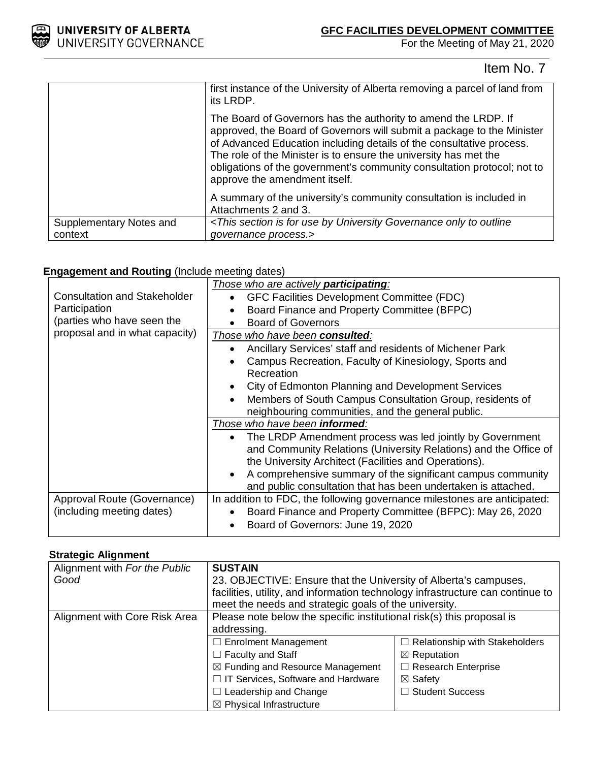Item No. 7

| | |
|---|---|
| | first instance of the University of Alberta removing a parcel of land from its LRDP.<br><br>The Board of Governors has the authority to amend the LRDP. If approved, the Board of Governors will submit a package to the Minister of Advanced Education including details of the consultative process. The role of the Minister is to ensure the university has met the obligations of the government's community consultation protocol; not to approve the amendment itself.<br><br>A summary of the university's community consultation is included in Attachments 2 and 3. |
| Supplementary Notes and context | <*This section is for use by University Governance only to outline governance process.*> |

**Engagement and Routing** (Include meeting dates)

| | |
|---|---|
| Consultation and Stakeholder Participation (parties who have seen the proposal and in what capacity) | *Those who are actively **participating**:*<br>• GFC Facilities Development Committee (FDC)<br>• Board Finance and Property Committee (BFPC)<br>• Board of Governors |
| | *Those who have been **consulted**:*<br>• Ancillary Services' staff and residents of Michener Park<br>• Campus Recreation, Faculty of Kinesiology, Sports and Recreation<br>• City of Edmonton Planning and Development Services<br>• Members of South Campus Consultation Group, residents of neighbouring communities, and the general public. |
| | *Those who have been **informed**:*<br>• The LRDP Amendment process was led jointly by Government and Community Relations (University Relations) and the Office of the University Architect (Facilities and Operations).<br>• A comprehensive summary of the significant campus community and public consultation that has been undertaken is attached. |
| Approval Route (Governance) (including meeting dates) | In addition to FDC, the following governance milestones are anticipated:<br>• Board Finance and Property Committee (BFPC): May 26, 2020<br>• Board of Governors: June 19, 2020 |

**Strategic Alignment**

| | | |
|---|---|---|
| Alignment with *For the Public Good* | **SUSTAIN**<br>23. OBJECTIVE: Ensure that the University of Alberta's campuses, facilities, utility, and information technology infrastructure can continue to meet the needs and strategic goals of the university. | |
| Alignment with Core Risk Area | Please note below the specific institutional risk(s) this proposal is addressing. | |
| | ☐ Enrolment Management<br>☐ Faculty and Staff<br>☒ Funding and Resource Management<br>☐ IT Services, Software and Hardware<br>☐ Leadership and Change<br>☒ Physical Infrastructure | ☐ Relationship with Stakeholders<br>☒ Reputation<br>☐ Research Enterprise<br>☒ Safety<br>☐ Student Success |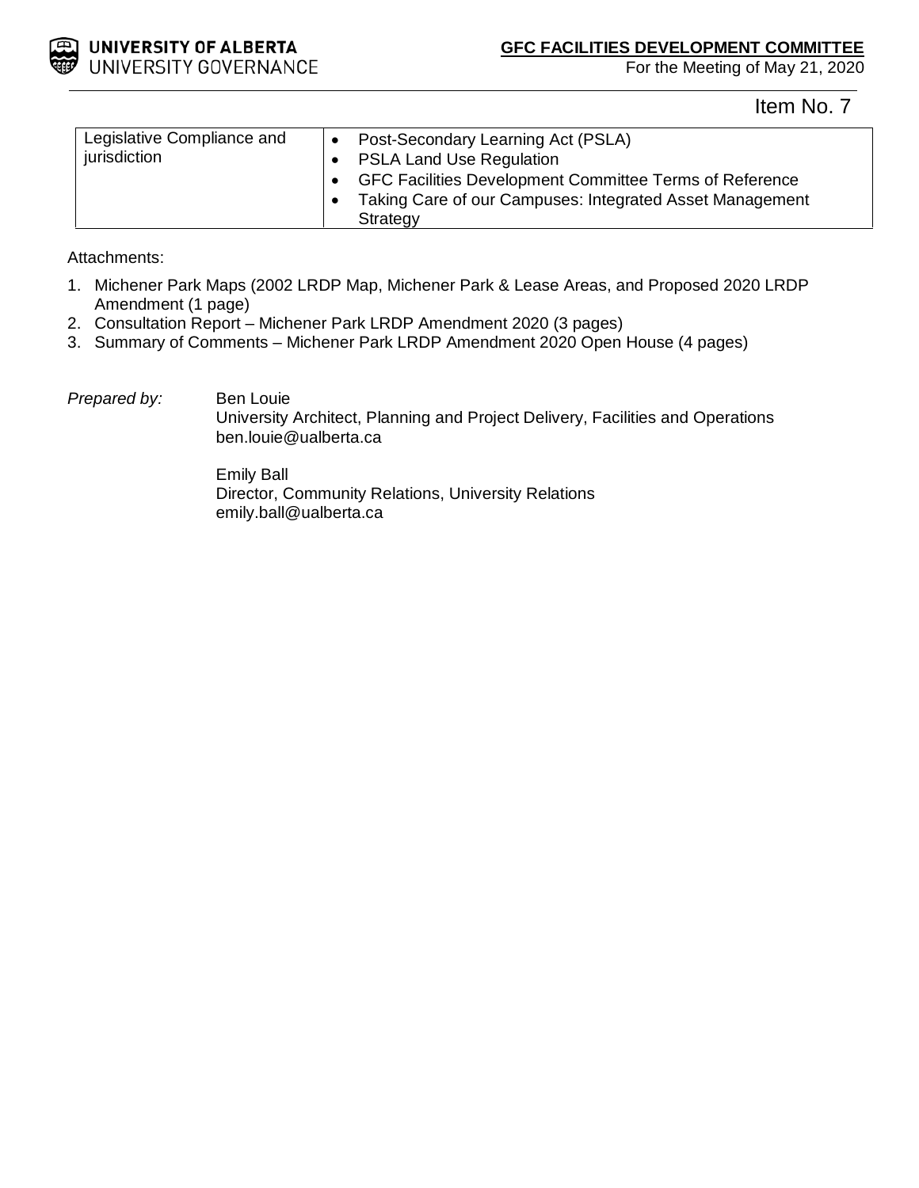Item No. 7

| Legislative Compliance and jurisdiction | • Post-Secondary Learning Act (PSLA)<br>• PSLA Land Use Regulation<br>• GFC Facilities Development Committee Terms of Reference<br>• Taking Care of our Campuses: Integrated Asset Management Strategy |
|---|---|

Attachments:

1. Michener Park Maps (2002 LRDP Map, Michener Park & Lease Areas, and Proposed 2020 LRDP Amendment (1 page)
2. Consultation Report – Michener Park LRDP Amendment 2020 (3 pages)
3. Summary of Comments – Michener Park LRDP Amendment 2020 Open House (4 pages)

*Prepared by:*

Ben Louie
University Architect, Planning and Project Delivery, Facilities and Operations
ben.louie@ualberta.ca

Emily Ball
Director, Community Relations, University Relations
emily.ball@ualberta.ca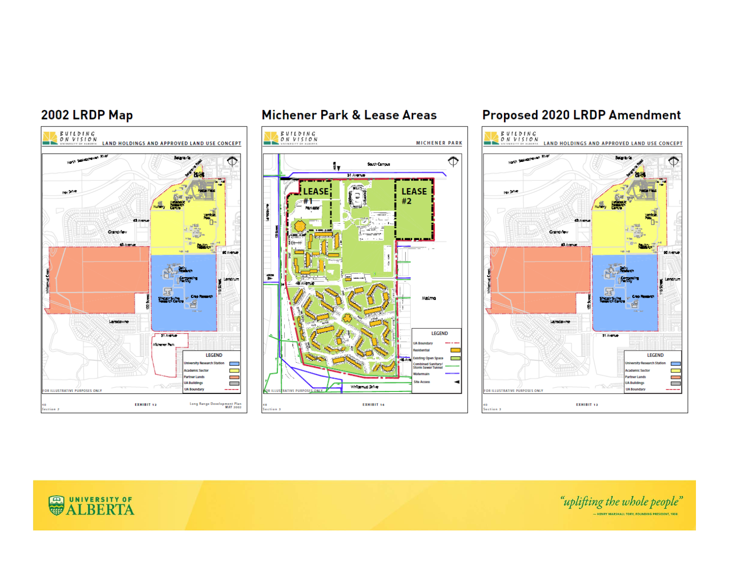## 2002 LRDP Map

BUILDING ON VISION — UNIVERSITY OF ALBERTA

LAND HOLDINGS AND APPROVED LAND USE CONCEPT

North Saskatchewan River, Belgravia, Belgravia Road, Fox Drive, 63 Avenue, Grandview, 60 Avenue, Nursery, Metabolic Research Centre, Vehicle Pool, Poultry Research, Dairy Research, Composting Facility, Sinclair Swine Research Centre, Crop Research, Lendrum, Whitemud Creek, 122 Street, 115 Street, Lansdowne, 51 Avenue, Michener Park, Foote Field

LEGEND

- University Research Station
- Academic Sector
- Partner Lands
- UA Buildings
- UA Boundary

FOR ILLUSTRATIVE PURPOSES ONLY

Section 3 — EXHIBIT 12 — Long Range Development Plan MAY 2002

## Michener Park & Lease Areas

BUILDING ON VISION — UNIVERSITY OF ALBERTA

MICHENER PARK

South Campus, 51 Avenue, LEASE #1, LEASE #2, Lansdowne, 122 Street, 48 Avenue, Malmo, Whitemud Drive

LEGEND

- UA Boundary
- Residential
- Existing Open Space
- Combined Sanitary/Storm Sewer Tunnel
- Watermain
- Site Access

FOR ILLUSTRATIVE PURPOSES ONLY

Section 3 — EXHIBIT 16

## Proposed 2020 LRDP Amendment

BUILDING ON VISION — UNIVERSITY OF ALBERTA

LAND HOLDINGS AND APPROVED LAND USE CONCEPT

North Saskatchewan River, Belgravia, Belgravia Road, Fox Drive, 63 Avenue, Grandview, 60 Avenue, Nursery, Metabolic Research Centre, Vehicle Pool, Poultry Research, Dairy Research, Composting Facility, Sinclair Swine Research Centre, Crop Research, Lendrum, Whitemud Creek, 122 Street, 115 Street, Lansdowne, 51 Avenue, Foote Field

LEGEND

- University Research Station
- Academic Sector
- Partner Lands
- UA Buildings
- UA Boundary

FOR ILLUSTRATIVE PURPOSES ONLY

Section 3 — EXHIBIT 12

UNIVERSITY OF ALBERTA

"uplifting the whole people" — HENRY MARSHALL TORY, FOUNDING PRESIDENT, 1908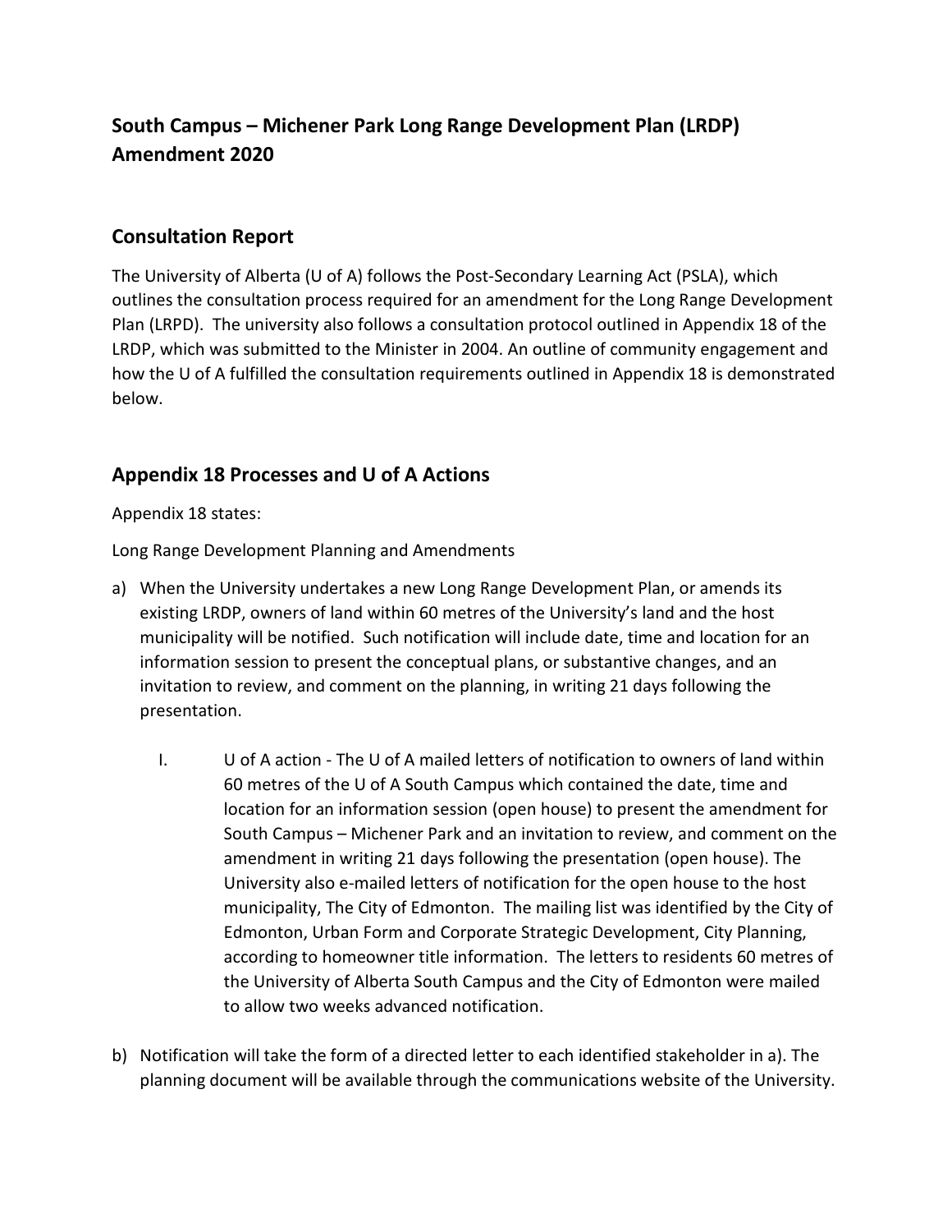# South Campus – Michener Park Long Range Development Plan (LRDP) Amendment 2020

## Consultation Report

The University of Alberta (U of A) follows the Post-Secondary Learning Act (PSLA), which outlines the consultation process required for an amendment for the Long Range Development Plan (LRPD). The university also follows a consultation protocol outlined in Appendix 18 of the LRDP, which was submitted to the Minister in 2004. An outline of community engagement and how the U of A fulfilled the consultation requirements outlined in Appendix 18 is demonstrated below.

## Appendix 18 Processes and U of A Actions

Appendix 18 states:

Long Range Development Planning and Amendments

a) When the University undertakes a new Long Range Development Plan, or amends its existing LRDP, owners of land within 60 metres of the University's land and the host municipality will be notified. Such notification will include date, time and location for an information session to present the conceptual plans, or substantive changes, and an invitation to review, and comment on the planning, in writing 21 days following the presentation.

   I. U of A action - The U of A mailed letters of notification to owners of land within 60 metres of the U of A South Campus which contained the date, time and location for an information session (open house) to present the amendment for South Campus – Michener Park and an invitation to review, and comment on the amendment in writing 21 days following the presentation (open house). The University also e-mailed letters of notification for the open house to the host municipality, The City of Edmonton. The mailing list was identified by the City of Edmonton, Urban Form and Corporate Strategic Development, City Planning, according to homeowner title information. The letters to residents 60 metres of the University of Alberta South Campus and the City of Edmonton were mailed to allow two weeks advanced notification.

b) Notification will take the form of a directed letter to each identified stakeholder in a). The planning document will be available through the communications website of the University.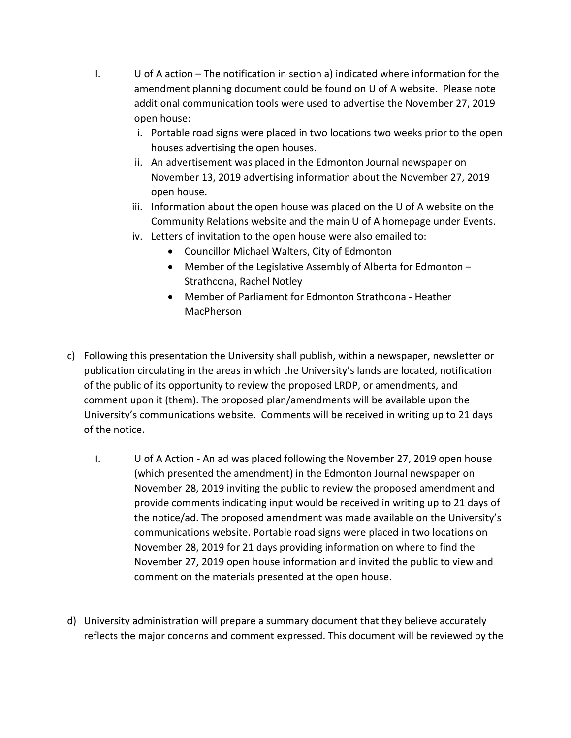I. U of A action – The notification in section a) indicated where information for the amendment planning document could be found on U of A website. Please note additional communication tools were used to advertise the November 27, 2019 open house:

   i. Portable road signs were placed in two locations two weeks prior to the open houses advertising the open houses.
   ii. An advertisement was placed in the Edmonton Journal newspaper on November 13, 2019 advertising information about the November 27, 2019 open house.
   iii. Information about the open house was placed on the U of A website on the Community Relations website and the main U of A homepage under Events.
   iv. Letters of invitation to the open house were also emailed to:
      - Councillor Michael Walters, City of Edmonton
      - Member of the Legislative Assembly of Alberta for Edmonton – Strathcona, Rachel Notley
      - Member of Parliament for Edmonton Strathcona - Heather MacPherson

c) Following this presentation the University shall publish, within a newspaper, newsletter or publication circulating in the areas in which the University's lands are located, notification of the public of its opportunity to review the proposed LRDP, or amendments, and comment upon it (them). The proposed plan/amendments will be available upon the University's communications website. Comments will be received in writing up to 21 days of the notice.

   I. U of A Action - An ad was placed following the November 27, 2019 open house (which presented the amendment) in the Edmonton Journal newspaper on November 28, 2019 inviting the public to review the proposed amendment and provide comments indicating input would be received in writing up to 21 days of the notice/ad. The proposed amendment was made available on the University's communications website. Portable road signs were placed in two locations on November 28, 2019 for 21 days providing information on where to find the November 27, 2019 open house information and invited the public to view and comment on the materials presented at the open house.

d) University administration will prepare a summary document that they believe accurately reflects the major concerns and comment expressed. This document will be reviewed by the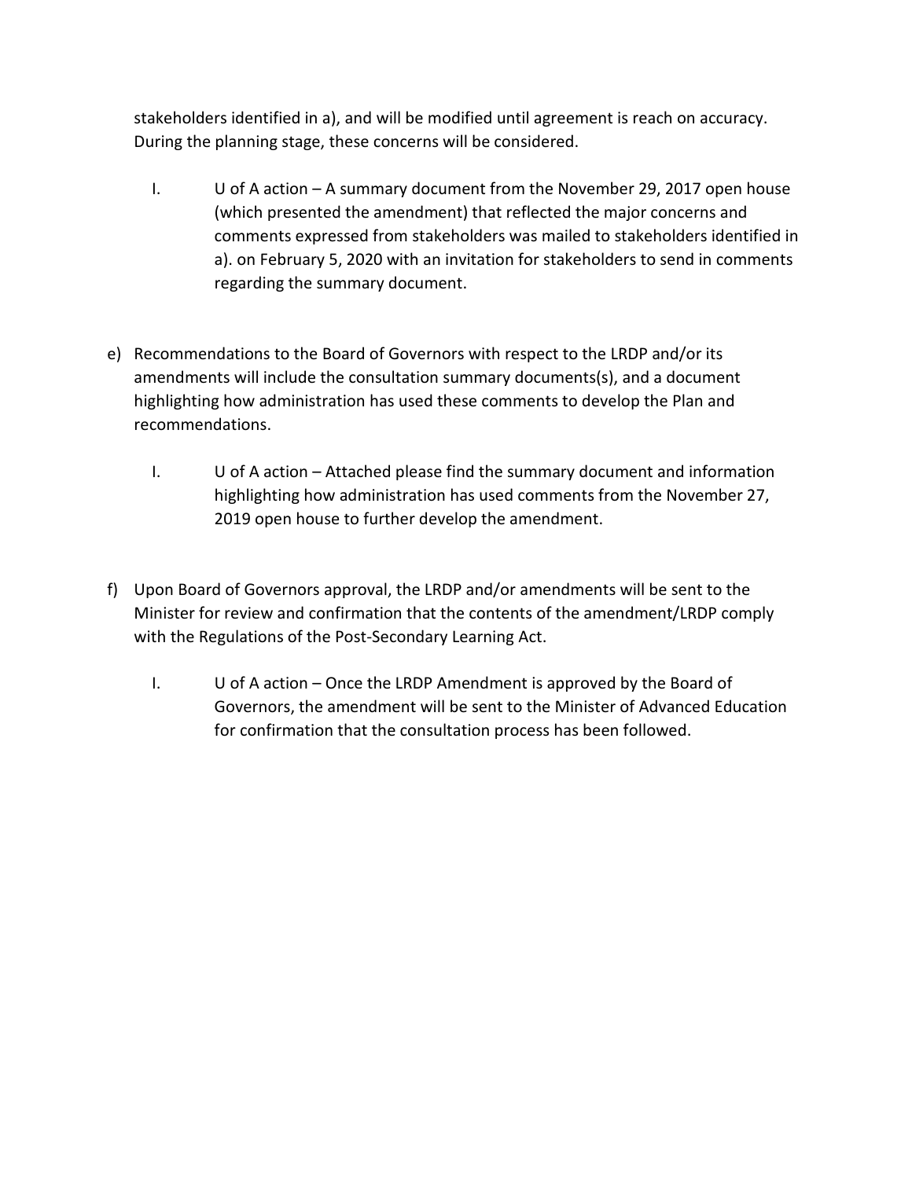stakeholders identified in a), and will be modified until agreement is reach on accuracy. During the planning stage, these concerns will be considered.

I. U of A action – A summary document from the November 29, 2017 open house (which presented the amendment) that reflected the major concerns and comments expressed from stakeholders was mailed to stakeholders identified in a). on February 5, 2020 with an invitation for stakeholders to send in comments regarding the summary document.

e) Recommendations to the Board of Governors with respect to the LRDP and/or its amendments will include the consultation summary documents(s), and a document highlighting how administration has used these comments to develop the Plan and recommendations.

I. U of A action – Attached please find the summary document and information highlighting how administration has used comments from the November 27, 2019 open house to further develop the amendment.

f) Upon Board of Governors approval, the LRDP and/or amendments will be sent to the Minister for review and confirmation that the contents of the amendment/LRDP comply with the Regulations of the Post-Secondary Learning Act.

I. U of A action – Once the LRDP Amendment is approved by the Board of Governors, the amendment will be sent to the Minister of Advanced Education for confirmation that the consultation process has been followed.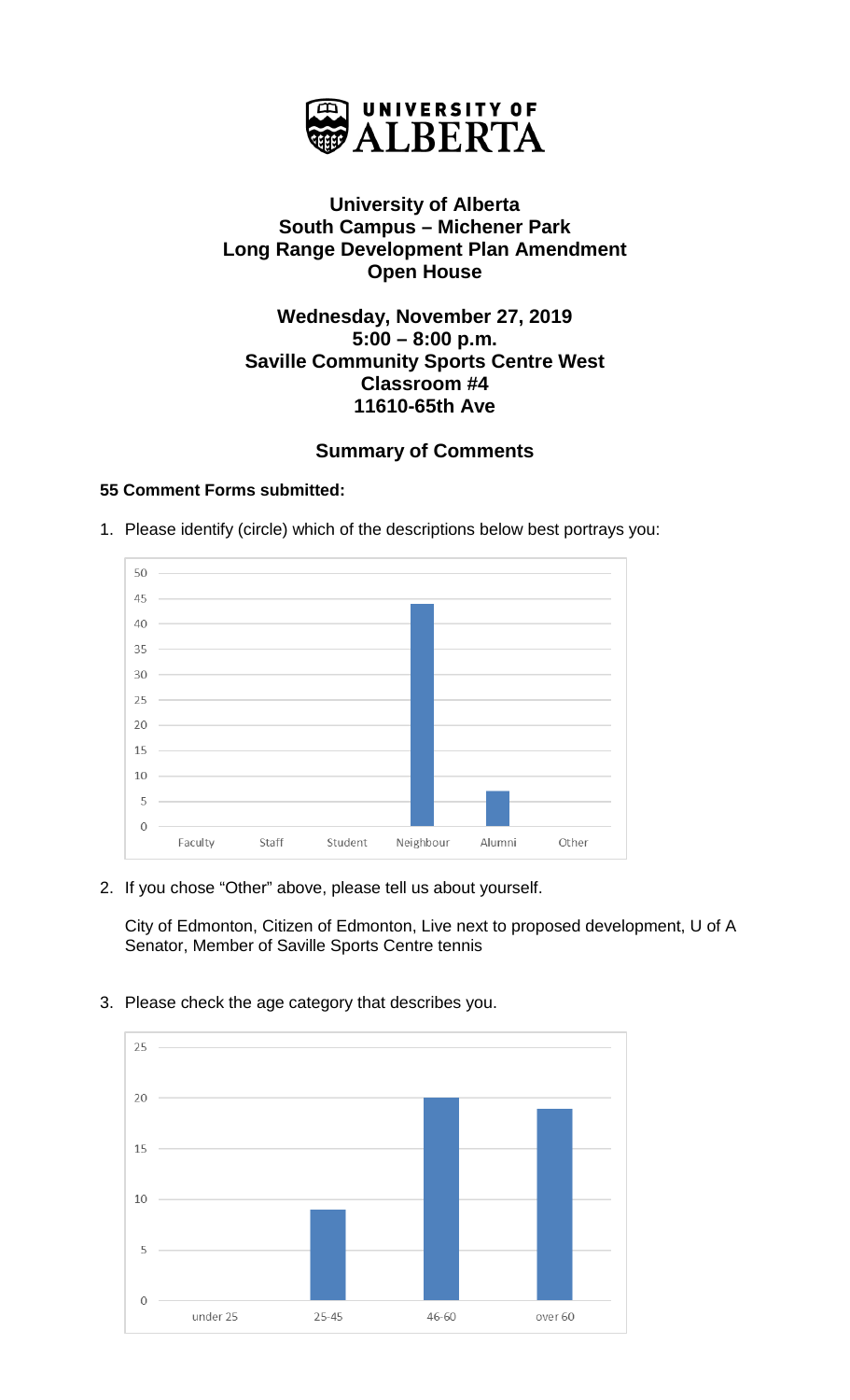# University of Alberta
# South Campus – Michener Park
# Long Range Development Plan Amendment
# Open House

**Wednesday, November 27, 2019**
**5:00 – 8:00 p.m.**
**Saville Community Sports Centre West**
**Classroom #4**
**11610-65th Ave**

## Summary of Comments

**55 Comment Forms submitted:**

1. Please identify (circle) which of the descriptions below best portrays you:

| Faculty | Staff | Student | Neighbour | Alumni | Other |
|---|---|---|---|---|---|
| 0 | 0 | 0 | 44 | 7 | 0 |

2. If you chose "Other" above, please tell us about yourself.

   City of Edmonton, Citizen of Edmonton, Live next to proposed development, U of A Senator, Member of Saville Sports Centre tennis

3. Please check the age category that describes you.

| under 25 | 25-45 | 46-60 | over 60 |
|---|---|---|---|
| 0 | 9 | 20 | 19 |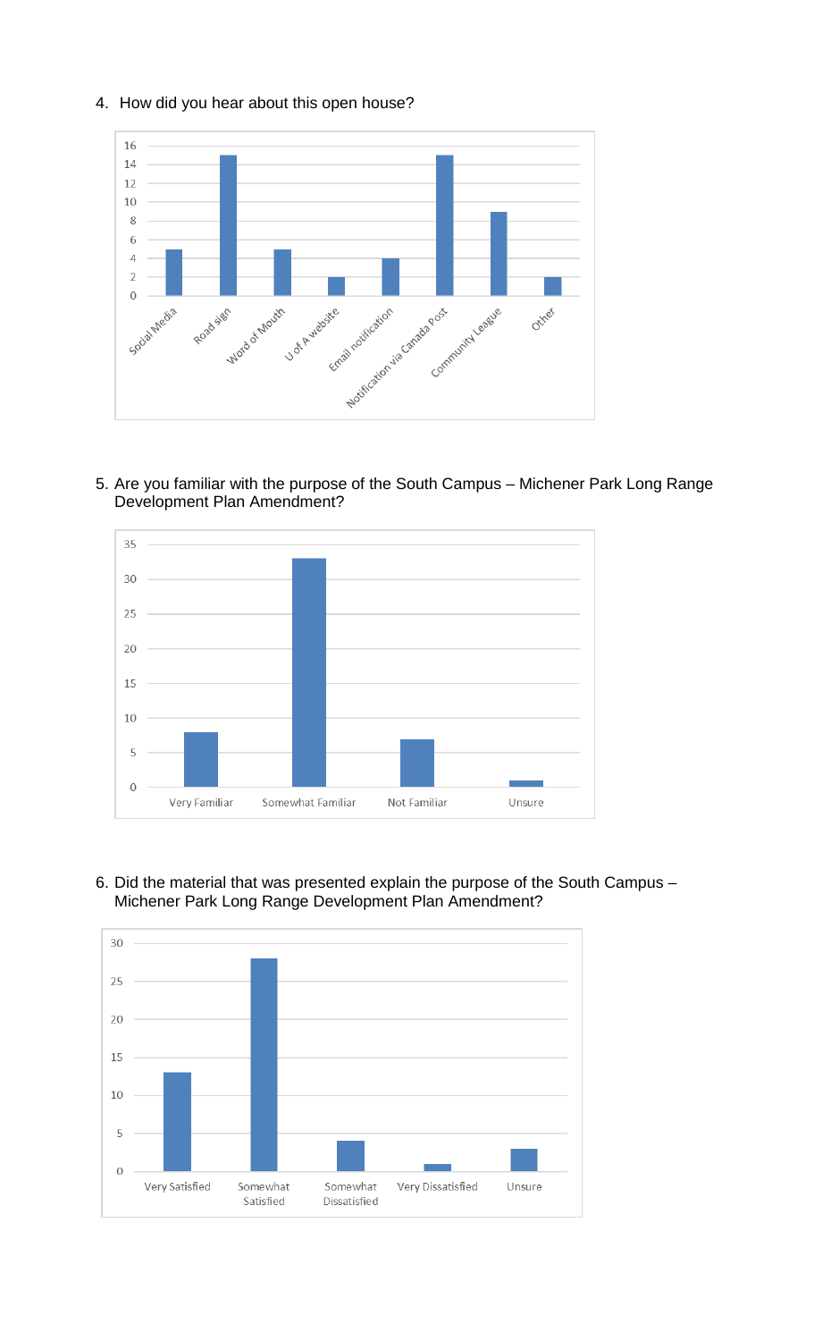4. How did you hear about this open house?

| Source | Responses |
| --- | --- |
| Social Media | 5 |
| Road sign | 15 |
| Word of Mouth | 5 |
| U of A website | 2 |
| Email notification | 4 |
| Notification via Canada Post | 15 |
| Community League | 9 |
| Other | 2 |

5. Are you familiar with the purpose of the South Campus – Michener Park Long Range Development Plan Amendment?

| Response | Count |
| --- | --- |
| Very Familiar | 8 |
| Somewhat Familiar | 33 |
| Not Familiar | 7 |
| Unsure | 1 |

6. Did the material that was presented explain the purpose of the South Campus – Michener Park Long Range Development Plan Amendment?

| Response | Count |
| --- | --- |
| Very Satisfied | 13 |
| Somewhat Satisfied | 28 |
| Somewhat Dissatisfied | 4 |
| Very Dissatisfied | 1 |
| Unsure | 3 |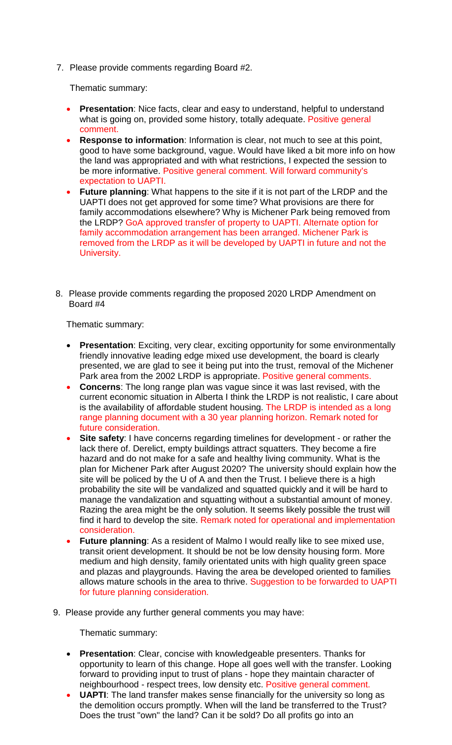7. Please provide comments regarding Board #2.

   Thematic summary:

   - **Presentation**: Nice facts, clear and easy to understand, helpful to understand what is going on, provided some history, totally adequate. Positive general comment.
   - **Response to information**: Information is clear, not much to see at this point, good to have some background, vague. Would have liked a bit more info on how the land was appropriated and with what restrictions, I expected the session to be more informative. Positive general comment. Will forward community's expectation to UAPTI.
   - **Future planning**: What happens to the site if it is not part of the LRDP and the UAPTI does not get approved for some time? What provisions are there for family accommodations elsewhere? Why is Michener Park being removed from the LRDP? GoA approved transfer of property to UAPTI. Alternate option for family accommodation arrangement has been arranged. Michener Park is removed from the LRDP as it will be developed by UAPTI in future and not the University.

8. Please provide comments regarding the proposed 2020 LRDP Amendment on Board #4

   Thematic summary:

   - **Presentation**: Exciting, very clear, exciting opportunity for some environmentally friendly innovative leading edge mixed use development, the board is clearly presented, we are glad to see it being put into the trust, removal of the Michener Park area from the 2002 LRDP is appropriate. Positive general comments.
   - **Concerns**: The long range plan was vague since it was last revised, with the current economic situation in Alberta I think the LRDP is not realistic, I care about is the availability of affordable student housing. The LRDP is intended as a long range planning document with a 30 year planning horizon. Remark noted for future consideration.
   - **Site safety**: I have concerns regarding timelines for development - or rather the lack there of. Derelict, empty buildings attract squatters. They become a fire hazard and do not make for a safe and healthy living community. What is the plan for Michener Park after August 2020? The university should explain how the site will be policed by the U of A and then the Trust. I believe there is a high probability the site will be vandalized and squatted quickly and it will be hard to manage the vandalization and squatting without a substantial amount of money. Razing the area might be the only solution. It seems likely possible the trust will find it hard to develop the site. Remark noted for operational and implementation consideration.
   - **Future planning**: As a resident of Malmo I would really like to see mixed use, transit orient development. It should be not be low density housing form. More medium and high density, family orientated units with high quality green space and plazas and playgrounds. Having the area be developed oriented to families allows mature schools in the area to thrive. Suggestion to be forwarded to UAPTI for future planning consideration.

9. Please provide any further general comments you may have:

   Thematic summary:

   - **Presentation**: Clear, concise with knowledgeable presenters. Thanks for opportunity to learn of this change. Hope all goes well with the transfer. Looking forward to providing input to trust of plans - hope they maintain character of neighbourhood - respect trees, low density etc. Positive general comment.
   - **UAPTI**: The land transfer makes sense financially for the university so long as the demolition occurs promptly. When will the land be transferred to the Trust? Does the trust "own" the land? Can it be sold? Do all profits go into an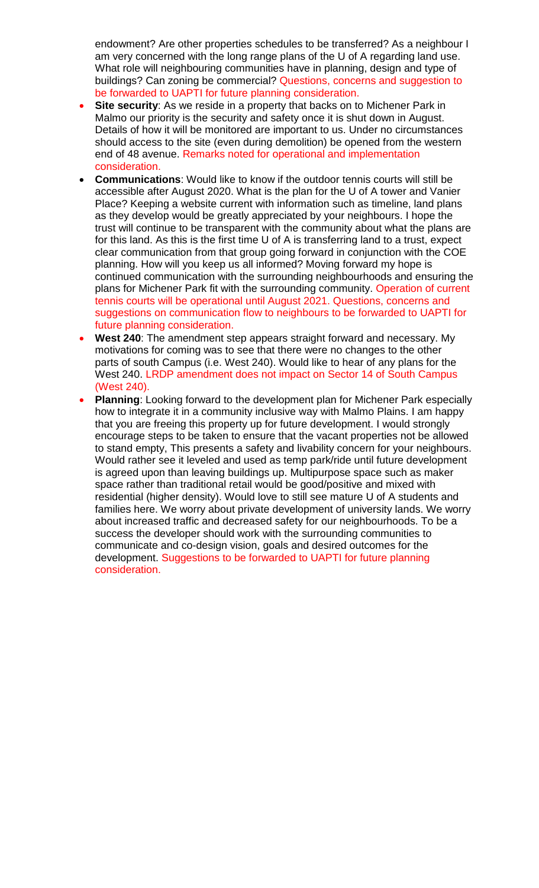endowment? Are other properties schedules to be transferred? As a neighbour I am very concerned with the long range plans of the U of A regarding land use. What role will neighbouring communities have in planning, design and type of buildings? Can zoning be commercial? Questions, concerns and suggestion to be forwarded to UAPTI for future planning consideration.

- **Site security**: As we reside in a property that backs on to Michener Park in Malmo our priority is the security and safety once it is shut down in August. Details of how it will be monitored are important to us. Under no circumstances should access to the site (even during demolition) be opened from the western end of 48 avenue. Remarks noted for operational and implementation consideration.
- **Communications**: Would like to know if the outdoor tennis courts will still be accessible after August 2020. What is the plan for the U of A tower and Vanier Place? Keeping a website current with information such as timeline, land plans as they develop would be greatly appreciated by your neighbours. I hope the trust will continue to be transparent with the community about what the plans are for this land. As this is the first time U of A is transferring land to a trust, expect clear communication from that group going forward in conjunction with the COE planning. How will you keep us all informed? Moving forward my hope is continued communication with the surrounding neighbourhoods and ensuring the plans for Michener Park fit with the surrounding community. Operation of current tennis courts will be operational until August 2021. Questions, concerns and suggestions on communication flow to neighbours to be forwarded to UAPTI for future planning consideration.
- **West 240**: The amendment step appears straight forward and necessary. My motivations for coming was to see that there were no changes to the other parts of south Campus (i.e. West 240). Would like to hear of any plans for the West 240. LRDP amendment does not impact on Sector 14 of South Campus (West 240).
- **Planning**: Looking forward to the development plan for Michener Park especially how to integrate it in a community inclusive way with Malmo Plains. I am happy that you are freeing this property up for future development. I would strongly encourage steps to be taken to ensure that the vacant properties not be allowed to stand empty, This presents a safety and livability concern for your neighbours. Would rather see it leveled and used as temp park/ride until future development is agreed upon than leaving buildings up. Multipurpose space such as maker space rather than traditional retail would be good/positive and mixed with residential (higher density). Would love to still see mature U of A students and families here. We worry about private development of university lands. We worry about increased traffic and decreased safety for our neighbourhoods. To be a success the developer should work with the surrounding communities to communicate and co-design vision, goals and desired outcomes for the development. Suggestions to be forwarded to UAPTI for future planning consideration.